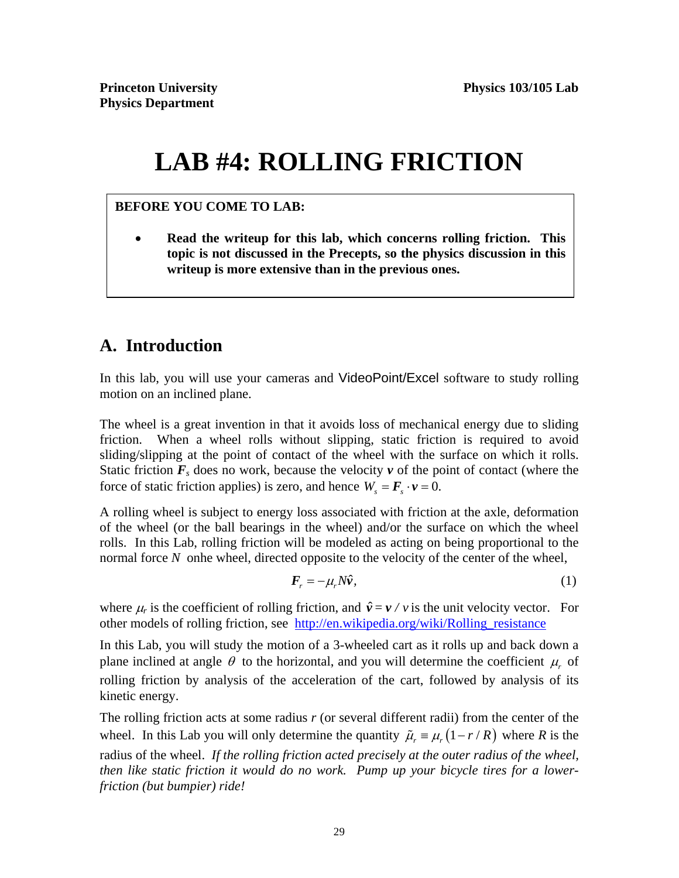**Princeton University**
**Physics Department**

**Physics 103/105 Lab**

# LAB #4: ROLLING FRICTION

**BEFORE YOU COME TO LAB:**

- **Read the writeup for this lab, which concerns rolling friction. This topic is not discussed in the Precepts, so the physics discussion in this writeup is more extensive than in the previous ones.**

## A. Introduction

In this lab, you will use your cameras and VideoPoint/Excel software to study rolling motion on an inclined plane.

The wheel is a great invention in that it avoids loss of mechanical energy due to sliding friction. When a wheel rolls without slipping, static friction is required to avoid sliding/slipping at the point of contact of the wheel with the surface on which it rolls. Static friction $\boldsymbol{F}_s$ does no work, because the velocity $\boldsymbol{v}$ of the point of contact (where the force of static friction applies) is zero, and hence $W_s = \boldsymbol{F}_s \cdot \boldsymbol{v} = 0$.

A rolling wheel is subject to energy loss associated with friction at the axle, deformation of the wheel (or the ball bearings in the wheel) and/or the surface on which the wheel rolls. In this Lab, rolling friction will be modeled as acting on being proportional to the normal force $N$ onhe wheel, directed opposite to the velocity of the center of the wheel,

$$\boldsymbol{F}_r = -\mu_r N \hat{\boldsymbol{v}}, \tag{1}$$

where $\mu_r$ is the coefficient of rolling friction, and $\hat{\boldsymbol{v}} = \boldsymbol{v} / v$ is the unit velocity vector. For other models of rolling friction, see http://en.wikipedia.org/wiki/Rolling_resistance

In this Lab, you will study the motion of a 3-wheeled cart as it rolls up and back down a plane inclined at angle $\theta$ to the horizontal, and you will determine the coefficient $\mu_r$ of rolling friction by analysis of the acceleration of the cart, followed by analysis of its kinetic energy.

The rolling friction acts at some radius $r$ (or several different radii) from the center of the wheel. In this Lab you will only determine the quantity $\tilde{\mu}_r \equiv \mu_r(1 - r/R)$ where $R$ is the radius of the wheel. *If the rolling friction acted precisely at the outer radius of the wheel, then like static friction it would do no work. Pump up your bicycle tires for a lower-friction (but bumpier) ride!*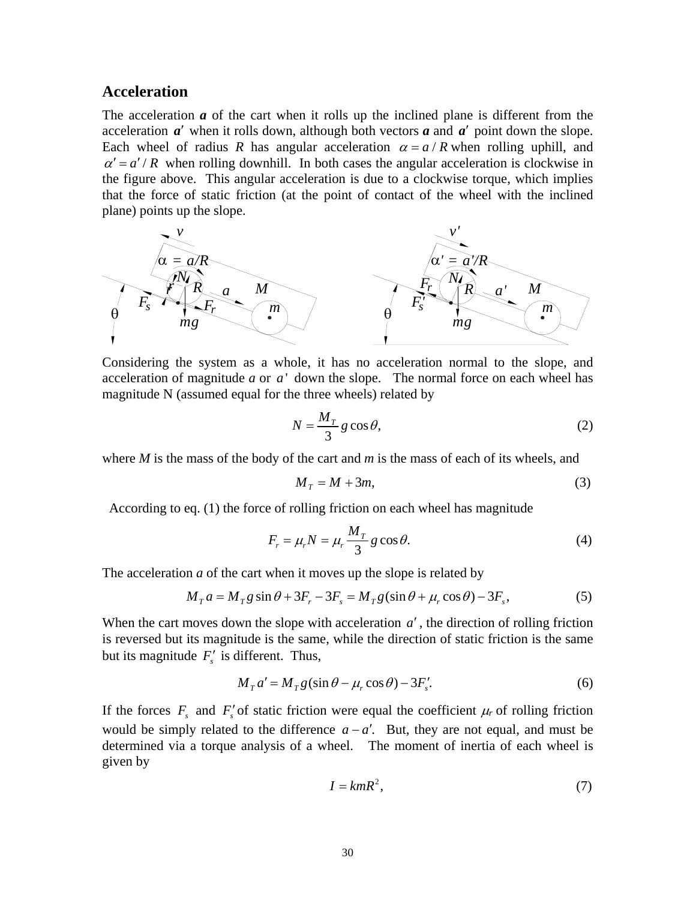## Acceleration

The acceleration $\boldsymbol{a}$ of the cart when it rolls up the inclined plane is different from the acceleration $\boldsymbol{a}'$ when it rolls down, although both vectors $\boldsymbol{a}$ and $\boldsymbol{a}'$ point down the slope. Each wheel of radius $R$ has angular acceleration $\alpha = a / R$ when rolling uphill, and $\alpha' = a' / R$ when rolling downhill. In both cases the angular acceleration is clockwise in the figure above. This angular acceleration is due to a clockwise torque, which implies that the force of static friction (at the point of contact of the wheel with the inclined plane) points up the slope.

Considering the system as a whole, it has no acceleration normal to the slope, and acceleration of magnitude $a$ or $a'$ down the slope. The normal force on each wheel has magnitude N (assumed equal for the three wheels) related by

$$N = \frac{M_T}{3} g \cos\theta, \tag{2}$$

where $M$ is the mass of the body of the cart and $m$ is the mass of each of its wheels, and

$$M_T = M + 3m, \tag{3}$$

According to eq. (1) the force of rolling friction on each wheel has magnitude

$$F_r = \mu_r N = \mu_r \frac{M_T}{3} g \cos\theta. \tag{4}$$

The acceleration $a$ of the cart when it moves up the slope is related by

$$M_T a = M_T g \sin\theta + 3F_r - 3F_s = M_T g(\sin\theta + \mu_r \cos\theta) - 3F_s, \tag{5}$$

When the cart moves down the slope with acceleration $a'$, the direction of rolling friction is reversed but its magnitude is the same, while the direction of static friction is the same but its magnitude $F_s'$ is different. Thus,

$$M_T a' = M_T g(\sin\theta - \mu_r \cos\theta) - 3F_s'. \tag{6}$$

If the forces $F_s$ and $F_s'$ of static friction were equal the coefficient $\mu_r$ of rolling friction would be simply related to the difference $a - a'$. But, they are not equal, and must be determined via a torque analysis of a wheel. The moment of inertia of each wheel is given by

$$I = kmR^2, \tag{7}$$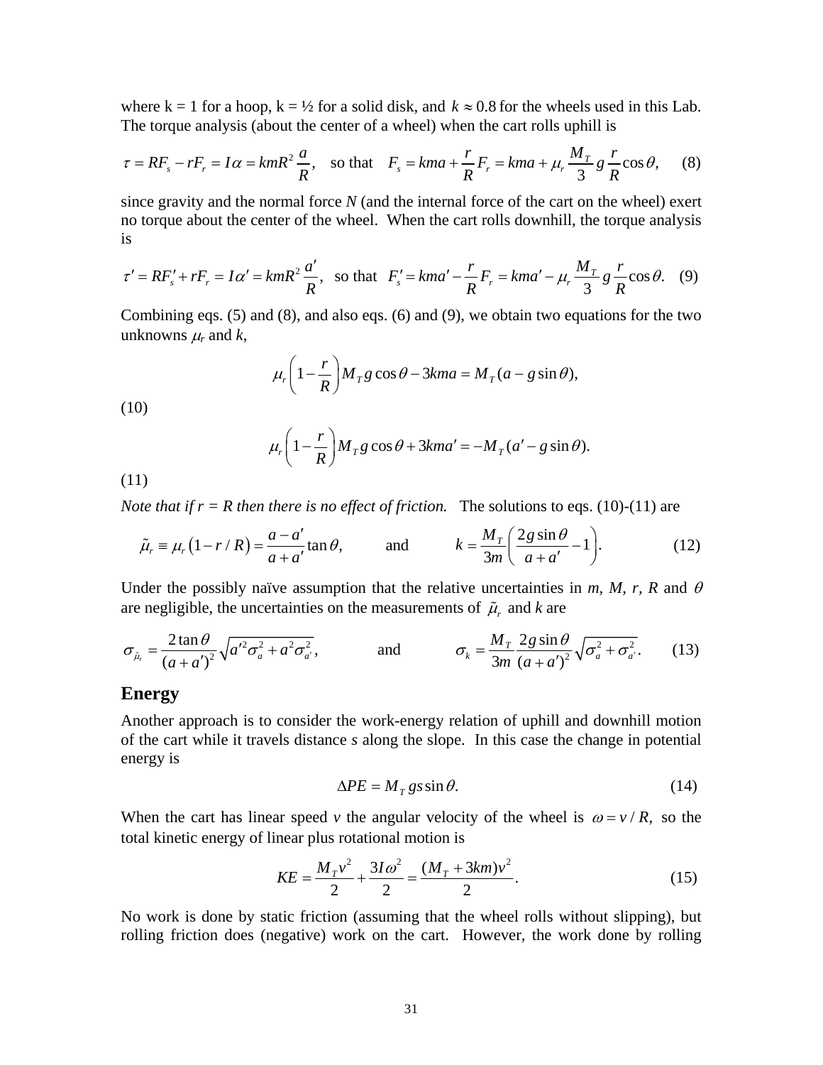where k = 1 for a hoop, k = ½ for a solid disk, and $k \approx 0.8$ for the wheels used in this Lab. The torque analysis (about the center of a wheel) when the cart rolls uphill is

$$\tau = RF_s - rF_r = I\alpha = kmR^2 \frac{a}{R}, \quad \text{so that} \quad F_s = kma + \frac{r}{R}F_r = kma + \mu_r \frac{M_T}{3} g \frac{r}{R}\cos\theta, \tag{8}$$

since gravity and the normal force *N* (and the internal force of the cart on the wheel) exert no torque about the center of the wheel. When the cart rolls downhill, the torque analysis is

$$\tau' = RF_s' + rF_r = I\alpha' = kmR^2 \frac{a'}{R}, \quad \text{so that} \quad F_s' = kma' - \frac{r}{R}F_r = kma' - \mu_r \frac{M_T}{3} g \frac{r}{R}\cos\theta. \tag{9}$$

Combining eqs. (5) and (8), and also eqs. (6) and (9), we obtain two equations for the two unknowns $\mu_r$ and *k*,

$$\mu_r\left(1 - \frac{r}{R}\right)M_T g\cos\theta - 3kma = M_T(a - g\sin\theta), \tag{10}$$

$$\mu_r\left(1 - \frac{r}{R}\right)M_T g\cos\theta + 3kma' = -M_T(a' - g\sin\theta). \tag{11}$$

*Note that if r = R then there is no effect of friction.* The solutions to eqs. (10)-(11) are

$$\tilde{\mu}_r \equiv \mu_r\left(1 - r/R\right) = \frac{a - a'}{a + a'}\tan\theta, \qquad \text{and} \qquad k = \frac{M_T}{3m}\left(\frac{2g\sin\theta}{a + a'} - 1\right). \tag{12}$$

Under the possibly naïve assumption that the relative uncertainties in *m*, *M*, *r*, *R* and $\theta$ are negligible, the uncertainties on the measurements of $\tilde{\mu}_r$ and *k* are

$$\sigma_{\tilde{\mu}_r} = \frac{2\tan\theta}{(a + a')^2}\sqrt{a'^2\sigma_a^2 + a^2\sigma_{a'}^2}, \qquad \text{and} \qquad \sigma_k = \frac{M_T}{3m}\frac{2g\sin\theta}{(a + a')^2}\sqrt{\sigma_a^2 + \sigma_{a'}^2}. \tag{13}$$

## Energy

Another approach is to consider the work-energy relation of uphill and downhill motion of the cart while it travels distance *s* along the slope. In this case the change in potential energy is

$$\Delta PE = M_T gs\sin\theta. \tag{14}$$

When the cart has linear speed *v* the angular velocity of the wheel is $\omega = v / R,$ so the total kinetic energy of linear plus rotational motion is

$$KE = \frac{M_T v^2}{2} + \frac{3I\omega^2}{2} = \frac{(M_T + 3km)v^2}{2}. \tag{15}$$

No work is done by static friction (assuming that the wheel rolls without slipping), but rolling friction does (negative) work on the cart. However, the work done by rolling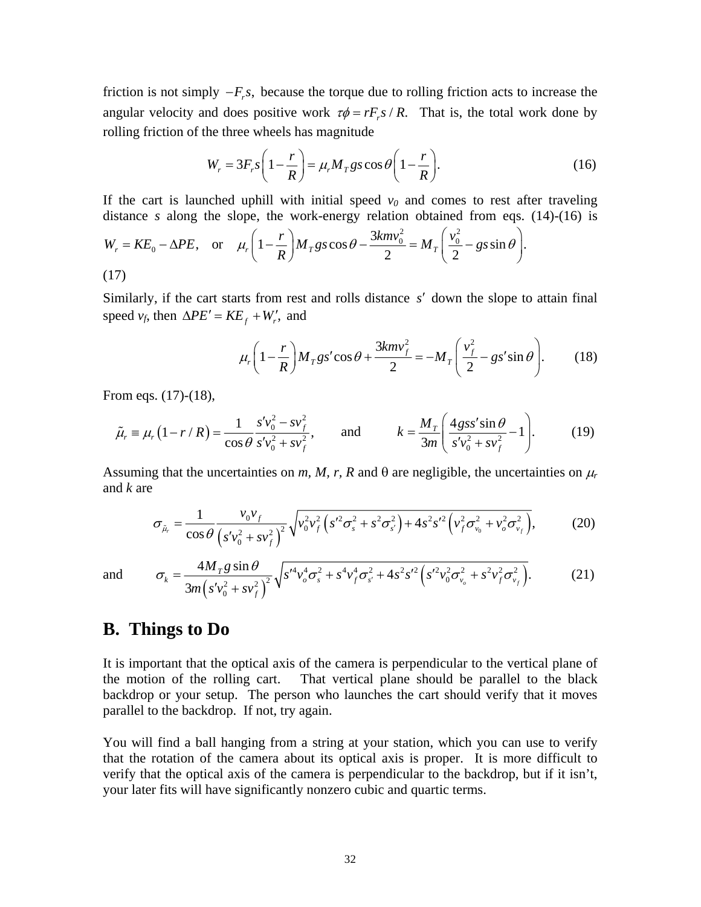friction is not simply $-F_r s,$ because the torque due to rolling friction acts to increase the angular velocity and does positive work $\tau\phi = rF_r s / R.$ That is, the total work done by rolling friction of the three wheels has magnitude

$$W_r = 3F_r s\left(1 - \frac{r}{R}\right) = \mu_r M_T g s\cos\theta\left(1 - \frac{r}{R}\right). \qquad (16)$$

If the cart is launched uphill with initial speed $v_0$ and comes to rest after traveling distance $s$ along the slope, the work-energy relation obtained from eqs. (14)-(16) is $W_r = KE_0 - \Delta PE,$ or $\mu_r\left(1 - \frac{r}{R}\right)M_T g s\cos\theta - \frac{3kmv_0^2}{2} = M_T\left(\frac{v_0^2}{2} - gs\sin\theta\right).$

(17)

Similarly, if the cart starts from rest and rolls distance $s'$ down the slope to attain final speed $v_f$, then $\Delta PE' = KE_f + W_r',$ and

$$\mu_r\left(1 - \frac{r}{R}\right)M_T g s'\cos\theta + \frac{3kmv_f^2}{2} = -M_T\left(\frac{v_f^2}{2} - gs'\sin\theta\right). \qquad (18)$$

From eqs. (17)-(18),

$$\tilde{\mu}_r \equiv \mu_r\left(1 - r/R\right) = \frac{1}{\cos\theta}\frac{s'v_0^2 - sv_f^2}{s'v_0^2 + sv_f^2}, \qquad \text{and} \qquad k = \frac{M_T}{3m}\left(\frac{4gss'\sin\theta}{s'v_0^2 + sv_f^2} - 1\right). \qquad (19)$$

Assuming that the uncertainties on $m$, $M$, $r$, $R$ and $\theta$ are negligible, the uncertainties on $\mu_r$ and $k$ are

$$\sigma_{\tilde{\mu}_r} = \frac{1}{\cos\theta}\frac{v_0 v_f}{\left(s'v_0^2 + sv_f^2\right)^2}\sqrt{v_0^2 v_f^2\left(s'^2\sigma_s^2 + s^2\sigma_{s'}^2\right) + 4s^2 s'^2\left(v_f^2\sigma_{v_0}^2 + v_o^2\sigma_{v_f}^2\right)}, \qquad (20)$$

and

$$\sigma_k = \frac{4M_T g\sin\theta}{3m\left(s'v_0^2 + sv_f^2\right)^2}\sqrt{s'^4 v_o^4\sigma_s^2 + s^4 v_f^4\sigma_{s'}^2 + 4s^2 s'^2\left(s'^2 v_0^2\sigma_{v_o}^2 + s^2 v_f^2\sigma_{v_f}^2\right)}. \qquad (21)$$

## B. Things to Do

It is important that the optical axis of the camera is perpendicular to the vertical plane of the motion of the rolling cart. That vertical plane should be parallel to the black backdrop or your setup. The person who launches the cart should verify that it moves parallel to the backdrop. If not, try again.

You will find a ball hanging from a string at your station, which you can use to verify that the rotation of the camera about its optical axis is proper. It is more difficult to verify that the optical axis of the camera is perpendicular to the backdrop, but if it isn't, your later fits will have significantly nonzero cubic and quartic terms.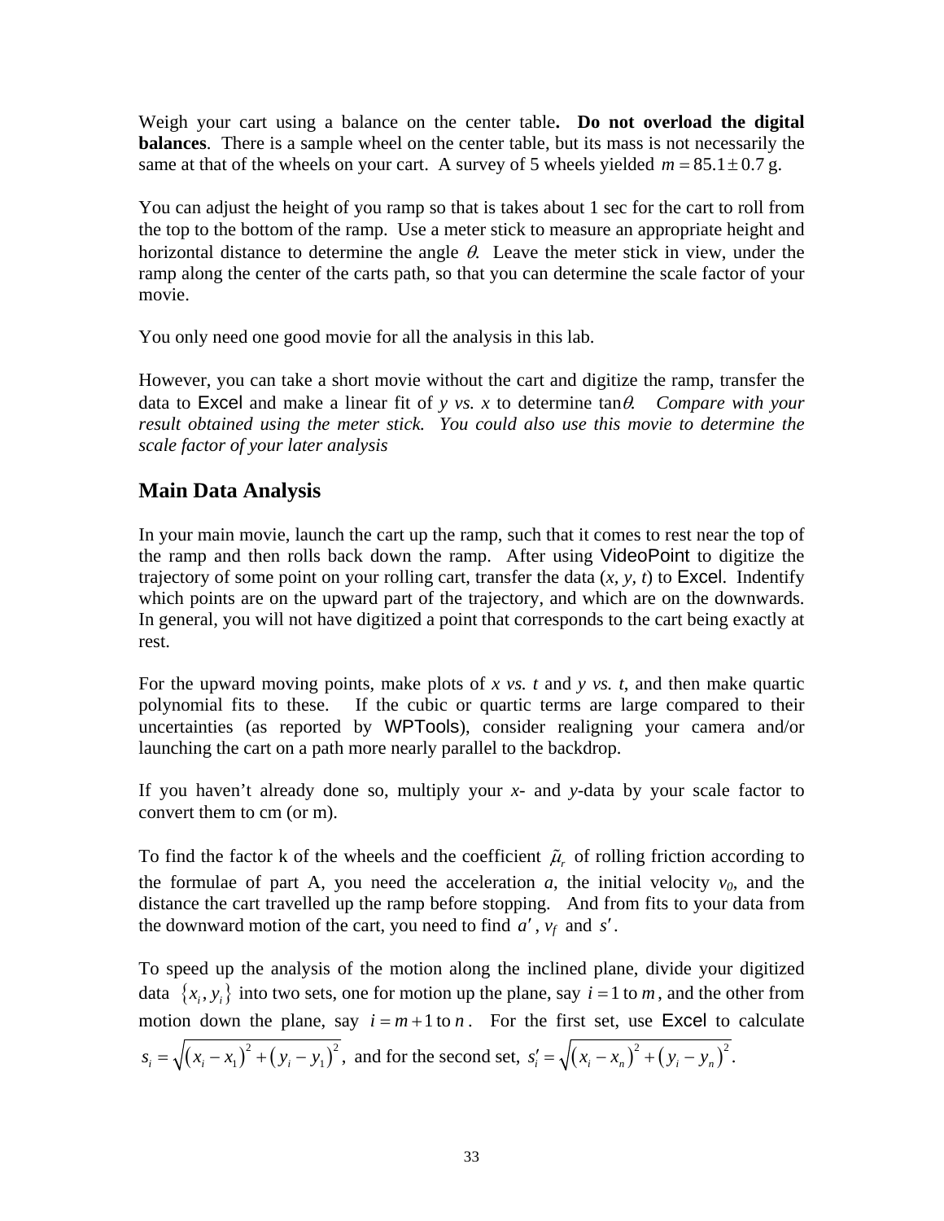Weigh your cart using a balance on the center table. **Do not overload the digital balances**. There is a sample wheel on the center table, but its mass is not necessarily the same at that of the wheels on your cart. A survey of 5 wheels yielded $m = 85.1 \pm 0.7$ g.

You can adjust the height of you ramp so that is takes about 1 sec for the cart to roll from the top to the bottom of the ramp. Use a meter stick to measure an appropriate height and horizontal distance to determine the angle $\theta$. Leave the meter stick in view, under the ramp along the center of the carts path, so that you can determine the scale factor of your movie.

You only need one good movie for all the analysis in this lab.

However, you can take a short movie without the cart and digitize the ramp, transfer the data to Excel and make a linear fit of $y$ *vs.* $x$ to determine $\tan\theta$. *Compare with your result obtained using the meter stick. You could also use this movie to determine the scale factor of your later analysis*

## Main Data Analysis

In your main movie, launch the cart up the ramp, such that it comes to rest near the top of the ramp and then rolls back down the ramp. After using VideoPoint to digitize the trajectory of some point on your rolling cart, transfer the data ($x$, $y$, $t$) to Excel. Indentify which points are on the upward part of the trajectory, and which are on the downwards. In general, you will not have digitized a point that corresponds to the cart being exactly at rest.

For the upward moving points, make plots of $x$ *vs.* $t$ and $y$ *vs.* $t$, and then make quartic polynomial fits to these. If the cubic or quartic terms are large compared to their uncertainties (as reported by WPTools), consider realigning your camera and/or launching the cart on a path more nearly parallel to the backdrop.

If you haven't already done so, multiply your $x$- and $y$-data by your scale factor to convert them to cm (or m).

To find the factor k of the wheels and the coefficient $\tilde{\mu}_r$ of rolling friction according to the formulae of part A, you need the acceleration $a$, the initial velocity $v_0$, and the distance the cart travelled up the ramp before stopping. And from fits to your data from the downward motion of the cart, you need to find $a'$, $v_f$ and $s'$.

To speed up the analysis of the motion along the inclined plane, divide your digitized data $\{x_i, y_i\}$ into two sets, one for motion up the plane, say $i = 1$ to $m$, and the other from motion down the plane, say $i = m+1$ to $n$. For the first set, use Excel to calculate $s_i = \sqrt{(x_i - x_1)^2 + (y_i - y_1)^2}$, and for the second set, $s'_i = \sqrt{(x_i - x_n)^2 + (y_i - y_n)^2}$.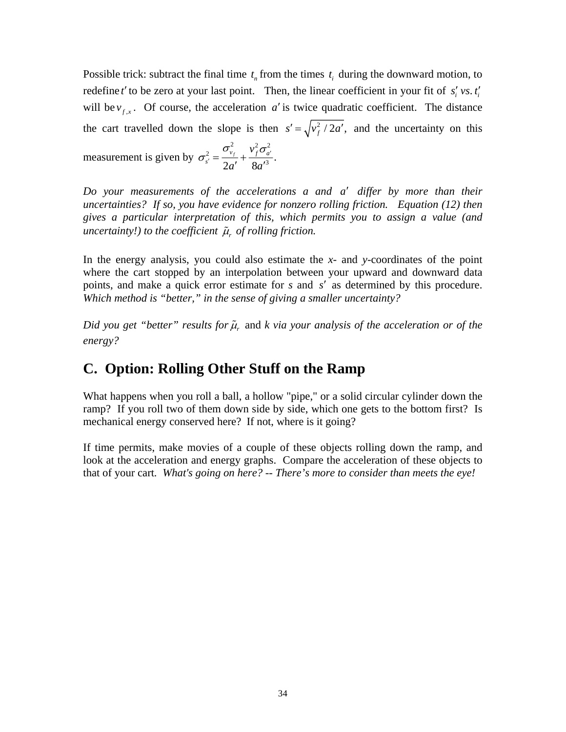Possible trick: subtract the final time $t_n$ from the times $t_i$ during the downward motion, to redefine $t'$ to be zero at your last point. Then, the linear coefficient in your fit of $s_i'$ *vs.* $t_i'$ will be $v_{f,x}$. Of course, the acceleration $a'$ is twice quadratic coefficient. The distance the cart travelled down the slope is then $s' = \sqrt{v_f^2 / 2a'}$, and the uncertainty on this measurement is given by $\sigma_{s'}^2 = \frac{\sigma_{v_f}^2}{2a'} + \frac{v_f^2 \sigma_{a'}^2}{8a'^3}$.

*Do your measurements of the accelerations a and $a'$ differ by more than their uncertainties? If so, you have evidence for nonzero rolling friction. Equation (12) then gives a particular interpretation of this, which permits you to assign a value (and uncertainty!) to the coefficient $\tilde{\mu}_r$ of rolling friction.*

In the energy analysis, you could also estimate the *x*- and *y*-coordinates of the point where the cart stopped by an interpolation between your upward and downward data points, and make a quick error estimate for *s* and $s'$ as determined by this procedure. *Which method is "better," in the sense of giving a smaller uncertainty?*

*Did you get "better" results for $\tilde{\mu}_r$ and k via your analysis of the acceleration or of the energy?*

## C. Option: Rolling Other Stuff on the Ramp

What happens when you roll a ball, a hollow "pipe," or a solid circular cylinder down the ramp? If you roll two of them down side by side, which one gets to the bottom first? Is mechanical energy conserved here? If not, where is it going?

If time permits, make movies of a couple of these objects rolling down the ramp, and look at the acceleration and energy graphs. Compare the acceleration of these objects to that of your cart. *What's going on here? -- There's more to consider than meets the eye!*